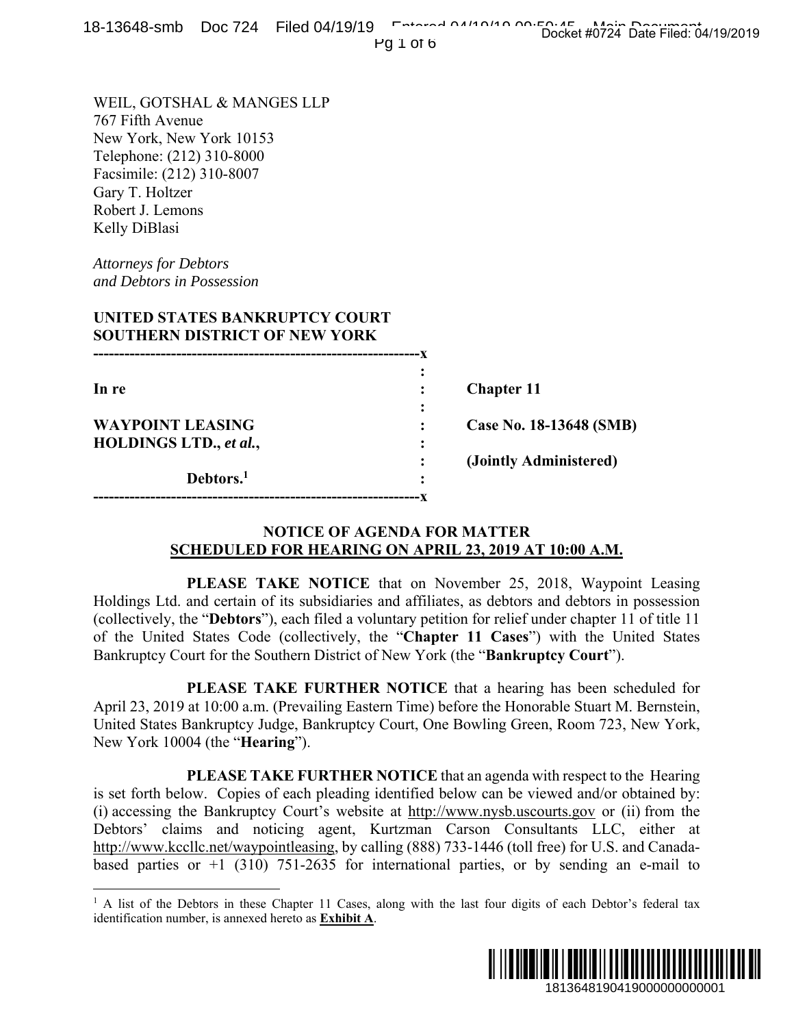WEIL, GOTSHAL & MANGES LLP
767 Fifth Avenue
New York, New York 10153
Telephone: (212) 310-8000
Facsimile: (212) 310-8007
Gary T. Holtzer
Robert J. Lemons
Kelly DiBlasi

*Attorneys for Debtors*
*and Debtors in Possession*

**UNITED STATES BANKRUPTCY COURT**
**SOUTHERN DISTRICT OF NEW YORK**

| | |
|---|---|
| **In re** | **Chapter 11** |
| **WAYPOINT LEASING HOLDINGS LTD., *et al.*,** | **Case No. 18-13648 (SMB)** |
| | **(Jointly Administered)** |
| **Debtors.**[1] | |

## NOTICE OF AGENDA FOR MATTER SCHEDULED FOR HEARING ON APRIL 23, 2019 AT 10:00 A.M.

**PLEASE TAKE NOTICE** that on November 25, 2018, Waypoint Leasing Holdings Ltd. and certain of its subsidiaries and affiliates, as debtors and debtors in possession (collectively, the "**Debtors**"), each filed a voluntary petition for relief under chapter 11 of title 11 of the United States Code (collectively, the "**Chapter 11 Cases**") with the United States Bankruptcy Court for the Southern District of New York (the "**Bankruptcy Court**").

**PLEASE TAKE FURTHER NOTICE** that a hearing has been scheduled for April 23, 2019 at 10:00 a.m. (Prevailing Eastern Time) before the Honorable Stuart M. Bernstein, United States Bankruptcy Judge, Bankruptcy Court, One Bowling Green, Room 723, New York, New York 10004 (the "**Hearing**").

**PLEASE TAKE FURTHER NOTICE** that an agenda with respect to the Hearing is set forth below. Copies of each pleading identified below can be viewed and/or obtained by: (i) accessing the Bankruptcy Court's website at http://www.nysb.uscourts.gov or (ii) from the Debtors' claims and noticing agent, Kurtzman Carson Consultants LLC, either at http://www.kccllc.net/waypointleasing, by calling (888) 733-1446 (toll free) for U.S. and Canada-based parties or +1 (310) 751-2635 for international parties, or by sending an e-mail to

[1] A list of the Debtors in these Chapter 11 Cases, along with the last four digits of each Debtor's federal tax identification number, is annexed hereto as **Exhibit A**.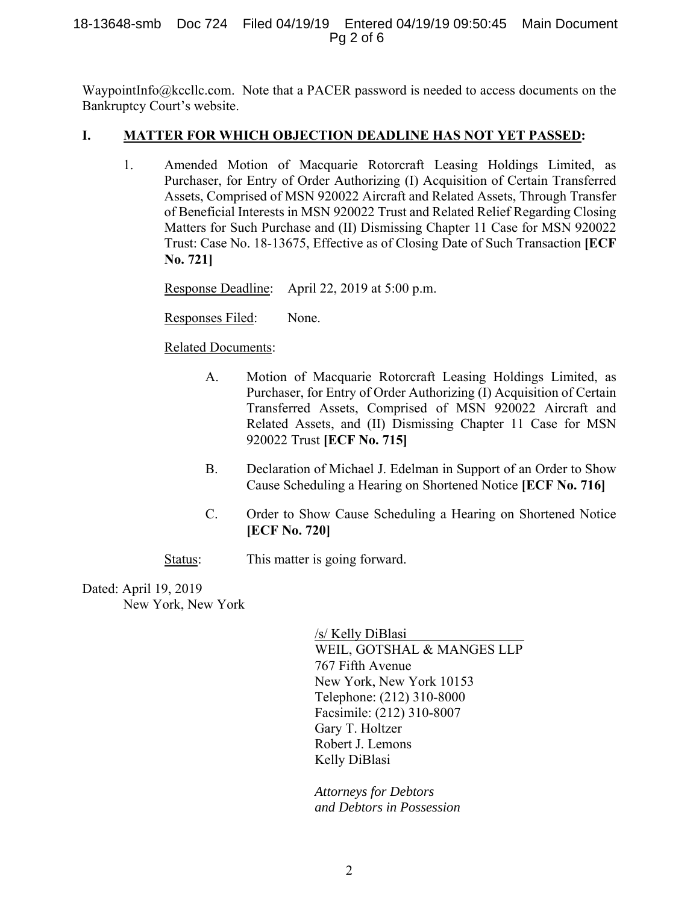WaypointInfo@kccllc.com. Note that a PACER password is needed to access documents on the Bankruptcy Court's website.

## I. MATTER FOR WHICH OBJECTION DEADLINE HAS NOT YET PASSED:

1. Amended Motion of Macquarie Rotorcraft Leasing Holdings Limited, as Purchaser, for Entry of Order Authorizing (I) Acquisition of Certain Transferred Assets, Comprised of MSN 920022 Aircraft and Related Assets, Through Transfer of Beneficial Interests in MSN 920022 Trust and Related Relief Regarding Closing Matters for Such Purchase and (II) Dismissing Chapter 11 Case for MSN 920022 Trust: Case No. 18-13675, Effective as of Closing Date of Such Transaction **[ECF No. 721]**

   Response Deadline: April 22, 2019 at 5:00 p.m.

   Responses Filed: None.

   Related Documents:

   A. Motion of Macquarie Rotorcraft Leasing Holdings Limited, as Purchaser, for Entry of Order Authorizing (I) Acquisition of Certain Transferred Assets, Comprised of MSN 920022 Aircraft and Related Assets, and (II) Dismissing Chapter 11 Case for MSN 920022 Trust **[ECF No. 715]**

   B. Declaration of Michael J. Edelman in Support of an Order to Show Cause Scheduling a Hearing on Shortened Notice **[ECF No. 716]**

   C. Order to Show Cause Scheduling a Hearing on Shortened Notice **[ECF No. 720]**

   Status: This matter is going forward.

Dated: April 19, 2019
New York, New York

/s/ Kelly DiBlasi
WEIL, GOTSHAL & MANGES LLP
767 Fifth Avenue
New York, New York 10153
Telephone: (212) 310-8000
Facsimile: (212) 310-8007
Gary T. Holtzer
Robert J. Lemons
Kelly DiBlasi

*Attorneys for Debtors and Debtors in Possession*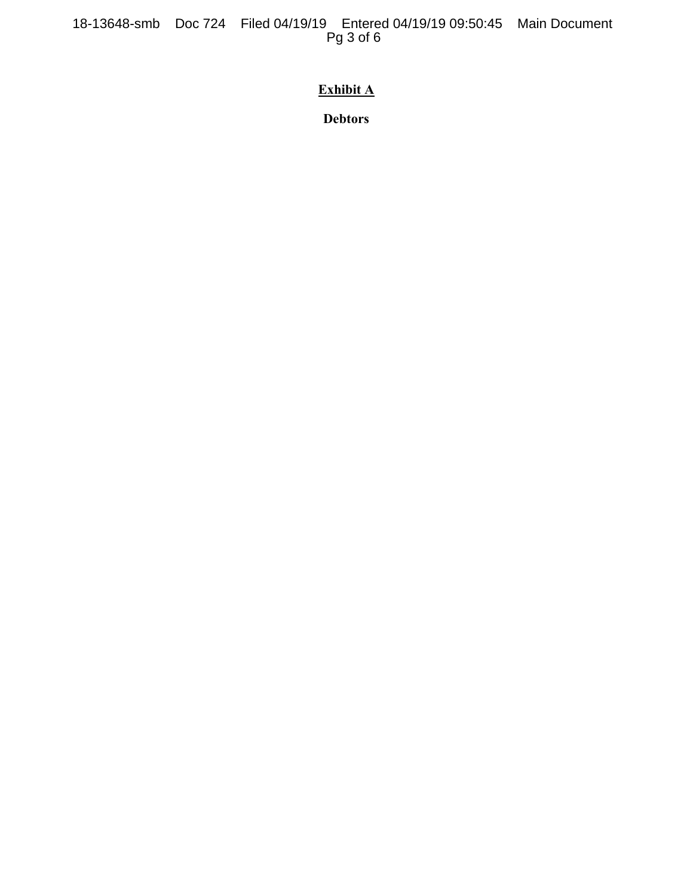# Exhibit A

## Debtors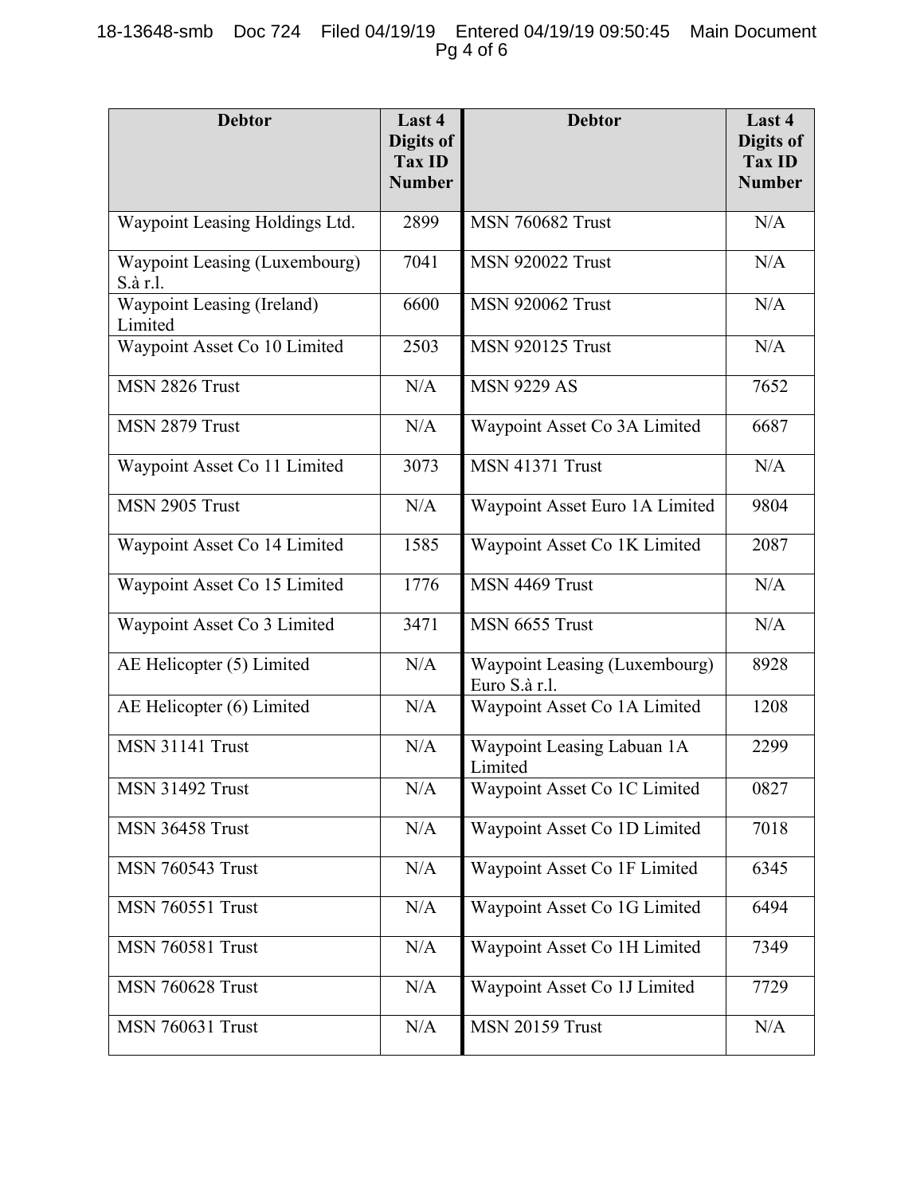| Debtor | Last 4 Digits of Tax ID Number | Debtor | Last 4 Digits of Tax ID Number |
|---|---|---|---|
| Waypoint Leasing Holdings Ltd. | 2899 | MSN 760682 Trust | N/A |
| Waypoint Leasing (Luxembourg) S.à r.l. | 7041 | MSN 920022 Trust | N/A |
| Waypoint Leasing (Ireland) Limited | 6600 | MSN 920062 Trust | N/A |
| Waypoint Asset Co 10 Limited | 2503 | MSN 920125 Trust | N/A |
| MSN 2826 Trust | N/A | MSN 9229 AS | 7652 |
| MSN 2879 Trust | N/A | Waypoint Asset Co 3A Limited | 6687 |
| Waypoint Asset Co 11 Limited | 3073 | MSN 41371 Trust | N/A |
| MSN 2905 Trust | N/A | Waypoint Asset Euro 1A Limited | 9804 |
| Waypoint Asset Co 14 Limited | 1585 | Waypoint Asset Co 1K Limited | 2087 |
| Waypoint Asset Co 15 Limited | 1776 | MSN 4469 Trust | N/A |
| Waypoint Asset Co 3 Limited | 3471 | MSN 6655 Trust | N/A |
| AE Helicopter (5) Limited | N/A | Waypoint Leasing (Luxembourg) Euro S.à r.l. | 8928 |
| AE Helicopter (6) Limited | N/A | Waypoint Asset Co 1A Limited | 1208 |
| MSN 31141 Trust | N/A | Waypoint Leasing Labuan 1A Limited | 2299 |
| MSN 31492 Trust | N/A | Waypoint Asset Co 1C Limited | 0827 |
| MSN 36458 Trust | N/A | Waypoint Asset Co 1D Limited | 7018 |
| MSN 760543 Trust | N/A | Waypoint Asset Co 1F Limited | 6345 |
| MSN 760551 Trust | N/A | Waypoint Asset Co 1G Limited | 6494 |
| MSN 760581 Trust | N/A | Waypoint Asset Co 1H Limited | 7349 |
| MSN 760628 Trust | N/A | Waypoint Asset Co 1J Limited | 7729 |
| MSN 760631 Trust | N/A | MSN 20159 Trust | N/A |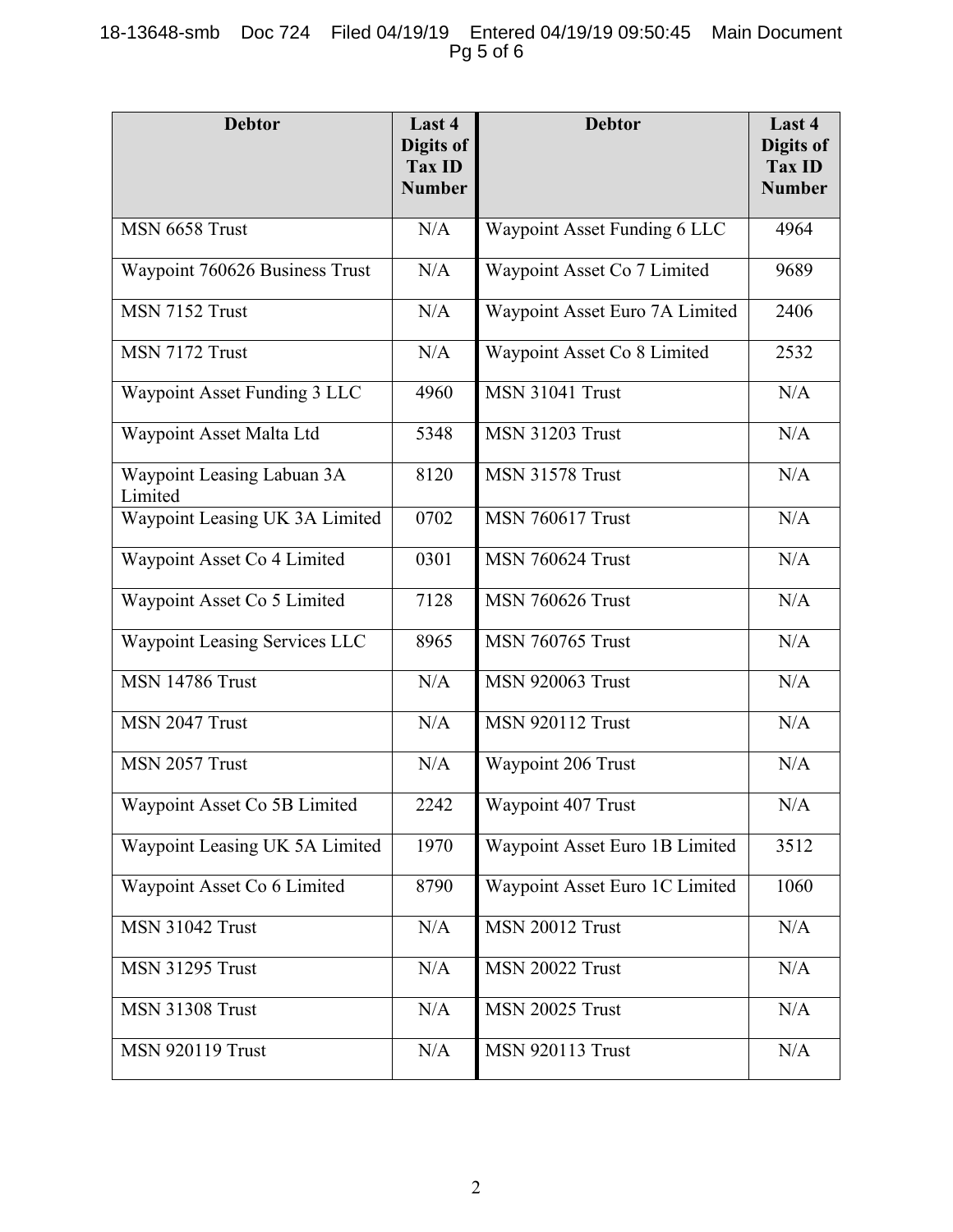| Debtor | Last 4 Digits of Tax ID Number | Debtor | Last 4 Digits of Tax ID Number |
|---|---|---|---|
| MSN 6658 Trust | N/A | Waypoint Asset Funding 6 LLC | 4964 |
| Waypoint 760626 Business Trust | N/A | Waypoint Asset Co 7 Limited | 9689 |
| MSN 7152 Trust | N/A | Waypoint Asset Euro 7A Limited | 2406 |
| MSN 7172 Trust | N/A | Waypoint Asset Co 8 Limited | 2532 |
| Waypoint Asset Funding 3 LLC | 4960 | MSN 31041 Trust | N/A |
| Waypoint Asset Malta Ltd | 5348 | MSN 31203 Trust | N/A |
| Waypoint Leasing Labuan 3A Limited | 8120 | MSN 31578 Trust | N/A |
| Waypoint Leasing UK 3A Limited | 0702 | MSN 760617 Trust | N/A |
| Waypoint Asset Co 4 Limited | 0301 | MSN 760624 Trust | N/A |
| Waypoint Asset Co 5 Limited | 7128 | MSN 760626 Trust | N/A |
| Waypoint Leasing Services LLC | 8965 | MSN 760765 Trust | N/A |
| MSN 14786 Trust | N/A | MSN 920063 Trust | N/A |
| MSN 2047 Trust | N/A | MSN 920112 Trust | N/A |
| MSN 2057 Trust | N/A | Waypoint 206 Trust | N/A |
| Waypoint Asset Co 5B Limited | 2242 | Waypoint 407 Trust | N/A |
| Waypoint Leasing UK 5A Limited | 1970 | Waypoint Asset Euro 1B Limited | 3512 |
| Waypoint Asset Co 6 Limited | 8790 | Waypoint Asset Euro 1C Limited | 1060 |
| MSN 31042 Trust | N/A | MSN 20012 Trust | N/A |
| MSN 31295 Trust | N/A | MSN 20022 Trust | N/A |
| MSN 31308 Trust | N/A | MSN 20025 Trust | N/A |
| MSN 920119 Trust | N/A | MSN 920113 Trust | N/A |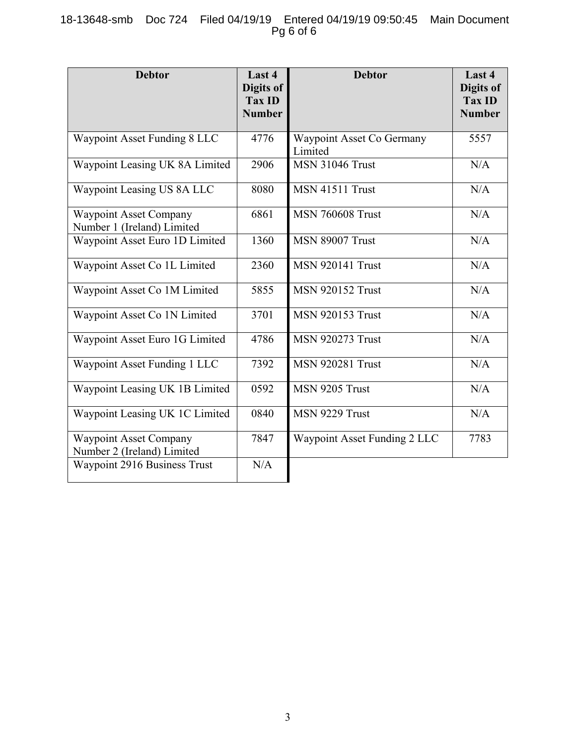| Debtor | Last 4 Digits of Tax ID Number | Debtor | Last 4 Digits of Tax ID Number |
|---|---|---|---|
| Waypoint Asset Funding 8 LLC | 4776 | Waypoint Asset Co Germany Limited | 5557 |
| Waypoint Leasing UK 8A Limited | 2906 | MSN 31046 Trust | N/A |
| Waypoint Leasing US 8A LLC | 8080 | MSN 41511 Trust | N/A |
| Waypoint Asset Company Number 1 (Ireland) Limited | 6861 | MSN 760608 Trust | N/A |
| Waypoint Asset Euro 1D Limited | 1360 | MSN 89007 Trust | N/A |
| Waypoint Asset Co 1L Limited | 2360 | MSN 920141 Trust | N/A |
| Waypoint Asset Co 1M Limited | 5855 | MSN 920152 Trust | N/A |
| Waypoint Asset Co 1N Limited | 3701 | MSN 920153 Trust | N/A |
| Waypoint Asset Euro 1G Limited | 4786 | MSN 920273 Trust | N/A |
| Waypoint Asset Funding 1 LLC | 7392 | MSN 920281 Trust | N/A |
| Waypoint Leasing UK 1B Limited | 0592 | MSN 9205 Trust | N/A |
| Waypoint Leasing UK 1C Limited | 0840 | MSN 9229 Trust | N/A |
| Waypoint Asset Company Number 2 (Ireland) Limited | 7847 | Waypoint Asset Funding 2 LLC | 7783 |
| Waypoint 2916 Business Trust | N/A | | |